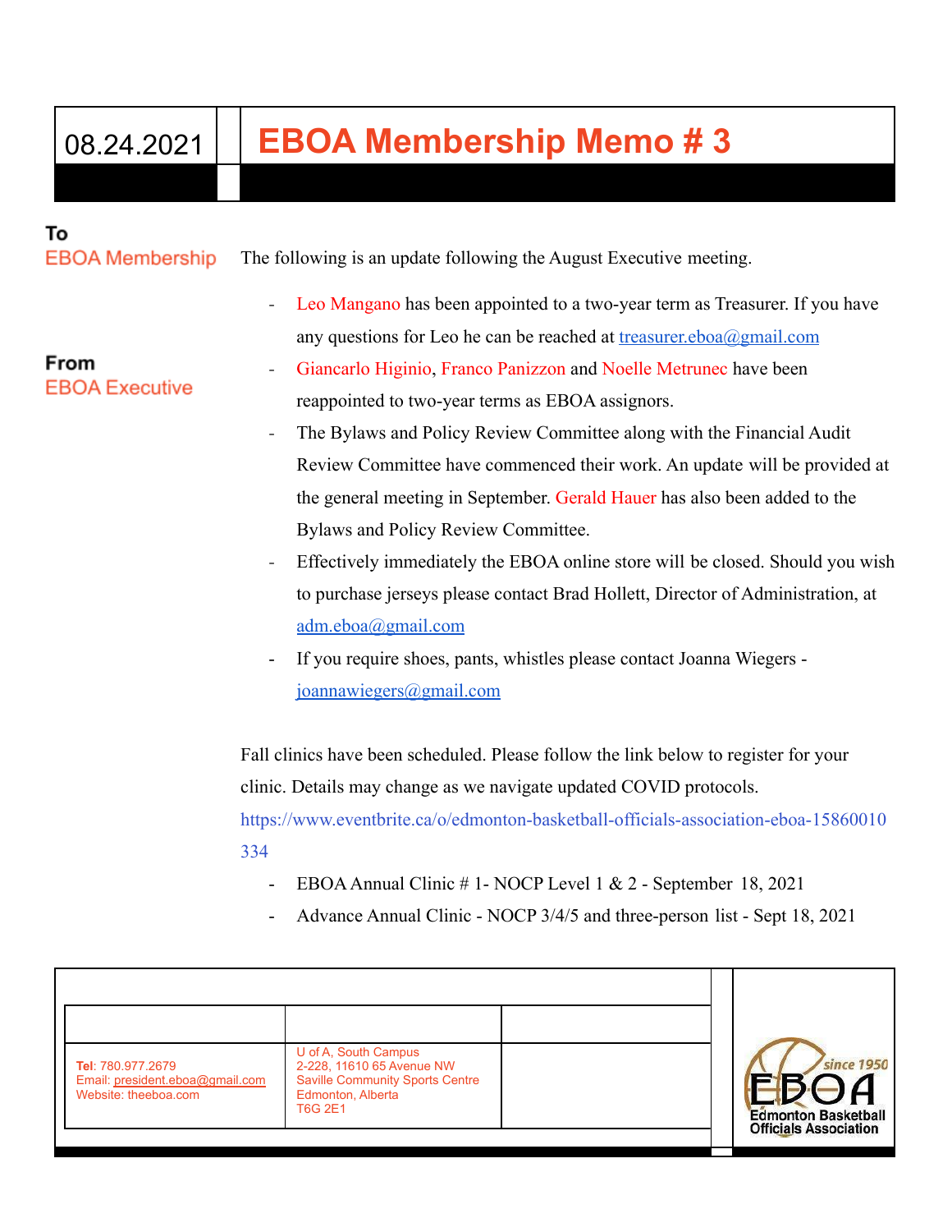08.24.2021

# EBOA Membership Memo # 3

**To**
EBOA Membership

**From**
EBOA Executive

The following is an update following the August Executive meeting.

- Leo Mangano has been appointed to a two-year term as Treasurer. If you have any questions for Leo he can be reached at treasurer.eboa@gmail.com
- Giancarlo Higinio, Franco Panizzon and Noelle Metrunec have been reappointed to two-year terms as EBOA assignors.
- The Bylaws and Policy Review Committee along with the Financial Audit Review Committee have commenced their work. An update will be provided at the general meeting in September. Gerald Hauer has also been added to the Bylaws and Policy Review Committee.
- Effectively immediately the EBOA online store will be closed. Should you wish to purchase jerseys please contact Brad Hollett, Director of Administration, at adm.eboa@gmail.com
- If you require shoes, pants, whistles please contact Joanna Wiegers - joannawiegers@gmail.com

Fall clinics have been scheduled. Please follow the link below to register for your clinic. Details may change as we navigate updated COVID protocols.
https://www.eventbrite.ca/o/edmonton-basketball-officials-association-eboa-15860010334

- EBOA Annual Clinic # 1- NOCP Level 1 & 2 - September 18, 2021
- Advance Annual Clinic - NOCP 3/4/5 and three-person list - Sept 18, 2021

| | |
|---|---|
| **Tel**: 780.977.2679<br>Email: president.eboa@gmail.com<br>Website: theeboa.com | U of A, South Campus<br>2-228, 11610 65 Avenue NW<br>Saville Community Sports Centre<br>Edmonton, Alberta<br>T6G 2E1 |

since 1950
EBOA
Edmonton Basketball Officials Association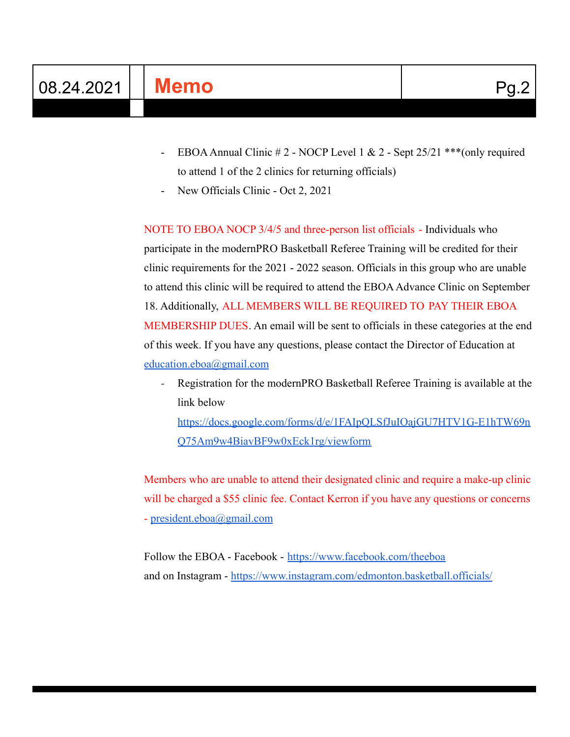- EBOA Annual Clinic # 2 - NOCP Level 1 & 2 - Sept 25/21 ***(only required to attend 1 of the 2 clinics for returning officials)
- New Officials Clinic - Oct 2, 2021

NOTE TO EBOA NOCP 3/4/5 and three-person list officials - Individuals who participate in the modernPRO Basketball Referee Training will be credited for their clinic requirements for the 2021 - 2022 season. Officials in this group who are unable to attend this clinic will be required to attend the EBOA Advance Clinic on September 18. Additionally, ALL MEMBERS WILL BE REQUIRED TO PAY THEIR EBOA MEMBERSHIP DUES. An email will be sent to officials in these categories at the end of this week. If you have any questions, please contact the Director of Education at education.eboa@gmail.com

- Registration for the modernPRO Basketball Referee Training is available at the link below https://docs.google.com/forms/d/e/1FAIpQLSfJuIOajGU7HTV1G-E1hTW69nQ75Am9w4BiavBF9w0xEck1rg/viewform

Members who are unable to attend their designated clinic and require a make-up clinic will be charged a $55 clinic fee. Contact Kerron if you have any questions or concerns - president.eboa@gmail.com

Follow the EBOA - Facebook - https://www.facebook.com/theeboa
and on Instagram - https://www.instagram.com/edmonton.basketball.officials/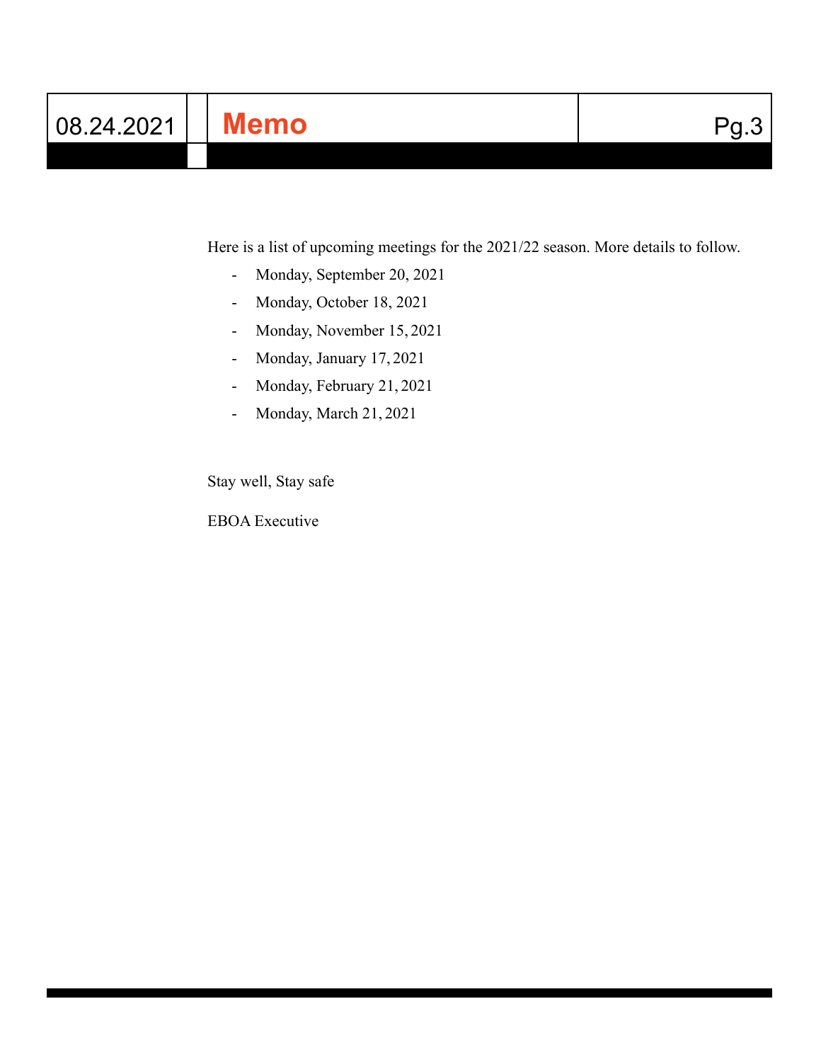Here is a list of upcoming meetings for the 2021/22 season. More details to follow.

- Monday, September 20, 2021
- Monday, October 18, 2021
- Monday, November 15, 2021
- Monday, January 17, 2021
- Monday, February 21, 2021
- Monday, March 21, 2021

Stay well, Stay safe

EBOA Executive